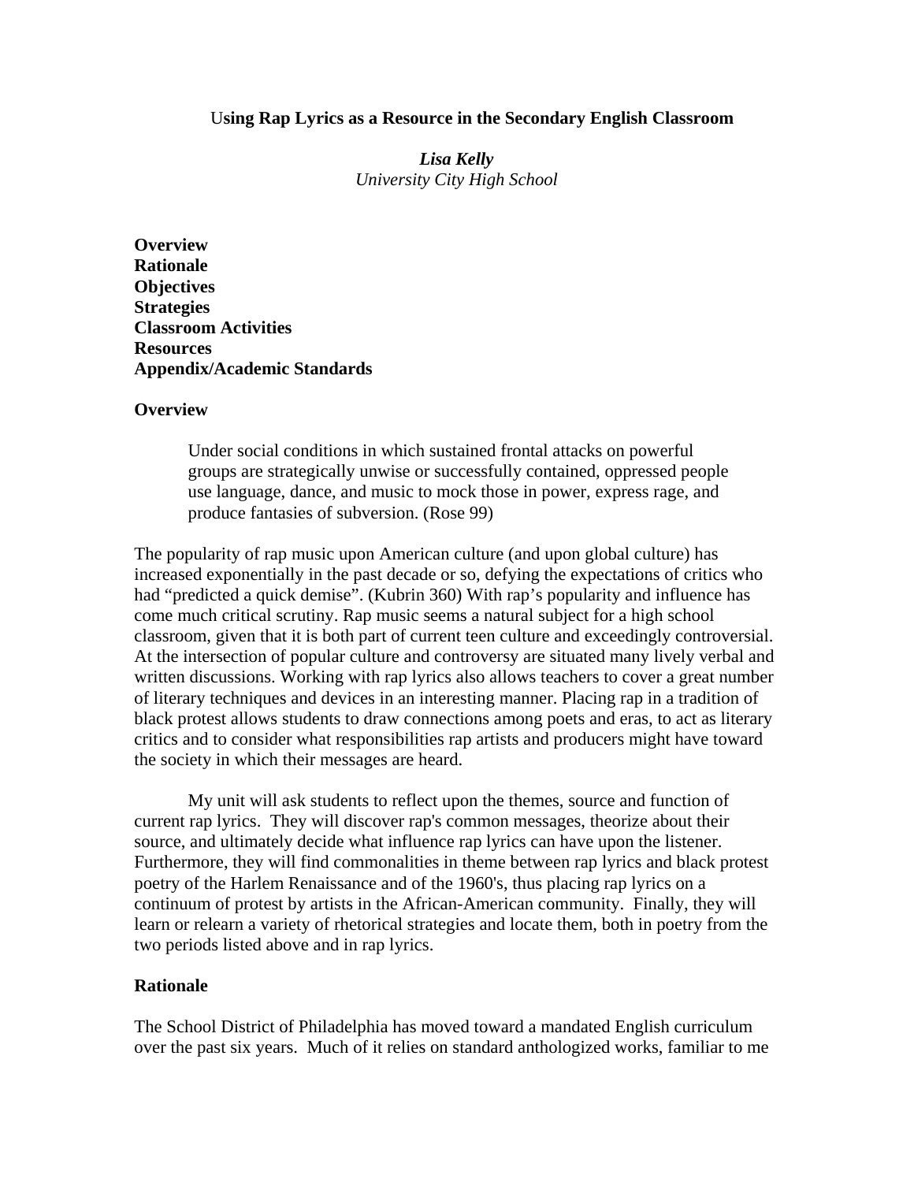# Using Rap Lyrics as a Resource in the Secondary English Classroom

***Lisa Kelly***
*University City High School*

**Overview**
**Rationale**
**Objectives**
**Strategies**
**Classroom Activities**
**Resources**
**Appendix/Academic Standards**

## Overview

> Under social conditions in which sustained frontal attacks on powerful groups are strategically unwise or successfully contained, oppressed people use language, dance, and music to mock those in power, express rage, and produce fantasies of subversion. (Rose 99)

The popularity of rap music upon American culture (and upon global culture) has increased exponentially in the past decade or so, defying the expectations of critics who had "predicted a quick demise". (Kubrin 360) With rap's popularity and influence has come much critical scrutiny. Rap music seems a natural subject for a high school classroom, given that it is both part of current teen culture and exceedingly controversial. At the intersection of popular culture and controversy are situated many lively verbal and written discussions. Working with rap lyrics also allows teachers to cover a great number of literary techniques and devices in an interesting manner. Placing rap in a tradition of black protest allows students to draw connections among poets and eras, to act as literary critics and to consider what responsibilities rap artists and producers might have toward the society in which their messages are heard.

My unit will ask students to reflect upon the themes, source and function of current rap lyrics. They will discover rap's common messages, theorize about their source, and ultimately decide what influence rap lyrics can have upon the listener. Furthermore, they will find commonalities in theme between rap lyrics and black protest poetry of the Harlem Renaissance and of the 1960's, thus placing rap lyrics on a continuum of protest by artists in the African-American community. Finally, they will learn or relearn a variety of rhetorical strategies and locate them, both in poetry from the two periods listed above and in rap lyrics.

## Rationale

The School District of Philadelphia has moved toward a mandated English curriculum over the past six years. Much of it relies on standard anthologized works, familiar to me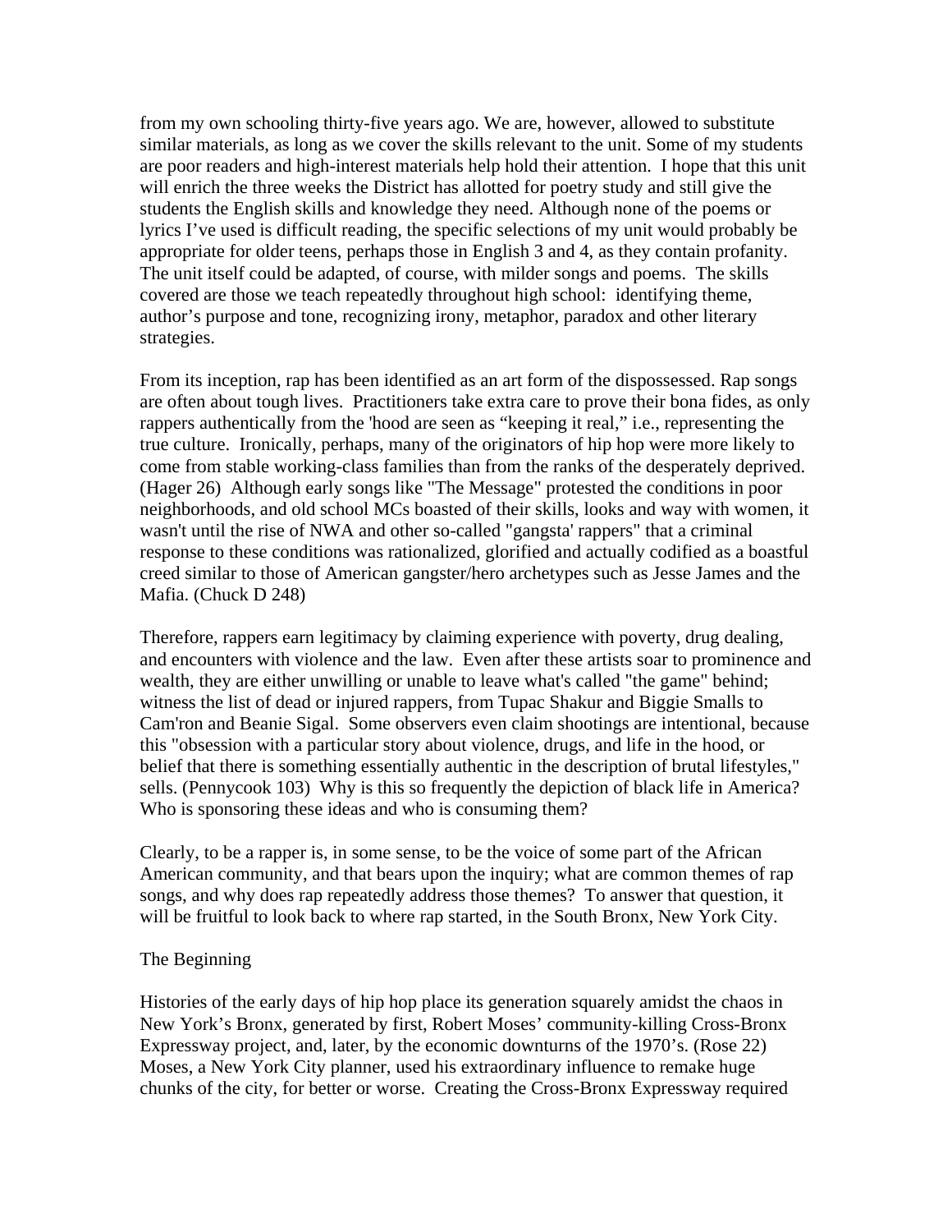from my own schooling thirty-five years ago. We are, however, allowed to substitute similar materials, as long as we cover the skills relevant to the unit. Some of my students are poor readers and high-interest materials help hold their attention. I hope that this unit will enrich the three weeks the District has allotted for poetry study and still give the students the English skills and knowledge they need. Although none of the poems or lyrics I've used is difficult reading, the specific selections of my unit would probably be appropriate for older teens, perhaps those in English 3 and 4, as they contain profanity. The unit itself could be adapted, of course, with milder songs and poems. The skills covered are those we teach repeatedly throughout high school: identifying theme, author's purpose and tone, recognizing irony, metaphor, paradox and other literary strategies.

From its inception, rap has been identified as an art form of the dispossessed. Rap songs are often about tough lives. Practitioners take extra care to prove their bona fides, as only rappers authentically from the 'hood are seen as "keeping it real," i.e., representing the true culture. Ironically, perhaps, many of the originators of hip hop were more likely to come from stable working-class families than from the ranks of the desperately deprived. (Hager 26) Although early songs like "The Message" protested the conditions in poor neighborhoods, and old school MCs boasted of their skills, looks and way with women, it wasn't until the rise of NWA and other so-called "gangsta' rappers" that a criminal response to these conditions was rationalized, glorified and actually codified as a boastful creed similar to those of American gangster/hero archetypes such as Jesse James and the Mafia. (Chuck D 248)

Therefore, rappers earn legitimacy by claiming experience with poverty, drug dealing, and encounters with violence and the law. Even after these artists soar to prominence and wealth, they are either unwilling or unable to leave what's called "the game" behind; witness the list of dead or injured rappers, from Tupac Shakur and Biggie Smalls to Cam'ron and Beanie Sigal. Some observers even claim shootings are intentional, because this "obsession with a particular story about violence, drugs, and life in the hood, or belief that there is something essentially authentic in the description of brutal lifestyles," sells. (Pennycook 103) Why is this so frequently the depiction of black life in America? Who is sponsoring these ideas and who is consuming them?

Clearly, to be a rapper is, in some sense, to be the voice of some part of the African American community, and that bears upon the inquiry; what are common themes of rap songs, and why does rap repeatedly address those themes? To answer that question, it will be fruitful to look back to where rap started, in the South Bronx, New York City.

## The Beginning

Histories of the early days of hip hop place its generation squarely amidst the chaos in New York's Bronx, generated by first, Robert Moses' community-killing Cross-Bronx Expressway project, and, later, by the economic downturns of the 1970's. (Rose 22) Moses, a New York City planner, used his extraordinary influence to remake huge chunks of the city, for better or worse. Creating the Cross-Bronx Expressway required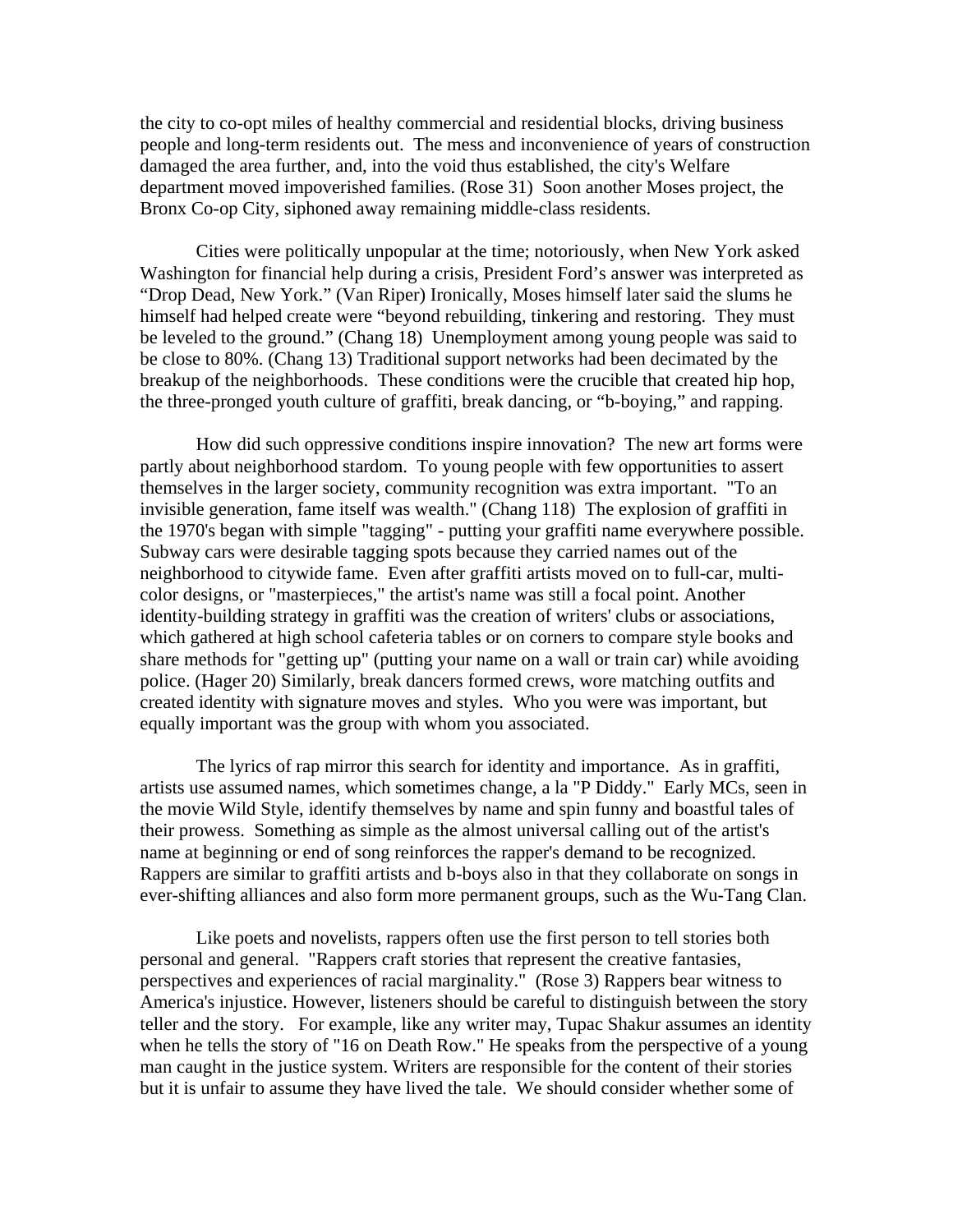the city to co-opt miles of healthy commercial and residential blocks, driving business people and long-term residents out. The mess and inconvenience of years of construction damaged the area further, and, into the void thus established, the city's Welfare department moved impoverished families. (Rose 31) Soon another Moses project, the Bronx Co-op City, siphoned away remaining middle-class residents.

Cities were politically unpopular at the time; notoriously, when New York asked Washington for financial help during a crisis, President Ford's answer was interpreted as "Drop Dead, New York." (Van Riper) Ironically, Moses himself later said the slums he himself had helped create were "beyond rebuilding, tinkering and restoring. They must be leveled to the ground." (Chang 18) Unemployment among young people was said to be close to 80%. (Chang 13) Traditional support networks had been decimated by the breakup of the neighborhoods. These conditions were the crucible that created hip hop, the three-pronged youth culture of graffiti, break dancing, or "b-boying," and rapping.

How did such oppressive conditions inspire innovation? The new art forms were partly about neighborhood stardom. To young people with few opportunities to assert themselves in the larger society, community recognition was extra important. "To an invisible generation, fame itself was wealth." (Chang 118) The explosion of graffiti in the 1970's began with simple "tagging" - putting your graffiti name everywhere possible. Subway cars were desirable tagging spots because they carried names out of the neighborhood to citywide fame. Even after graffiti artists moved on to full-car, multi-color designs, or "masterpieces," the artist's name was still a focal point. Another identity-building strategy in graffiti was the creation of writers' clubs or associations, which gathered at high school cafeteria tables or on corners to compare style books and share methods for "getting up" (putting your name on a wall or train car) while avoiding police. (Hager 20) Similarly, break dancers formed crews, wore matching outfits and created identity with signature moves and styles. Who you were was important, but equally important was the group with whom you associated.

The lyrics of rap mirror this search for identity and importance. As in graffiti, artists use assumed names, which sometimes change, a la "P Diddy." Early MCs, seen in the movie Wild Style, identify themselves by name and spin funny and boastful tales of their prowess. Something as simple as the almost universal calling out of the artist's name at beginning or end of song reinforces the rapper's demand to be recognized. Rappers are similar to graffiti artists and b-boys also in that they collaborate on songs in ever-shifting alliances and also form more permanent groups, such as the Wu-Tang Clan.

Like poets and novelists, rappers often use the first person to tell stories both personal and general. "Rappers craft stories that represent the creative fantasies, perspectives and experiences of racial marginality." (Rose 3) Rappers bear witness to America's injustice. However, listeners should be careful to distinguish between the story teller and the story. For example, like any writer may, Tupac Shakur assumes an identity when he tells the story of "16 on Death Row." He speaks from the perspective of a young man caught in the justice system. Writers are responsible for the content of their stories but it is unfair to assume they have lived the tale. We should consider whether some of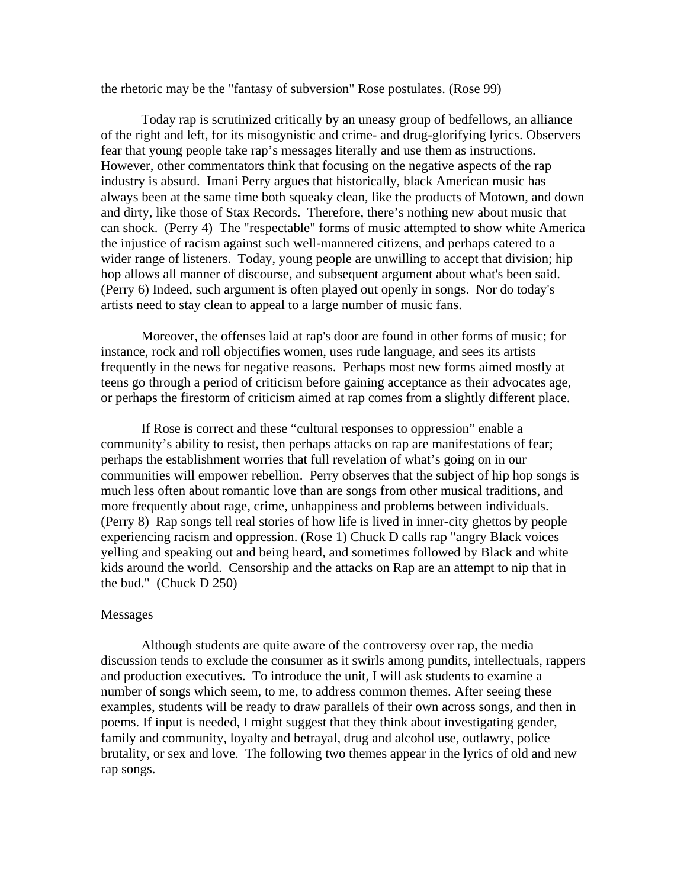the rhetoric may be the "fantasy of subversion" Rose postulates. (Rose 99)

Today rap is scrutinized critically by an uneasy group of bedfellows, an alliance of the right and left, for its misogynistic and crime- and drug-glorifying lyrics. Observers fear that young people take rap's messages literally and use them as instructions. However, other commentators think that focusing on the negative aspects of the rap industry is absurd. Imani Perry argues that historically, black American music has always been at the same time both squeaky clean, like the products of Motown, and down and dirty, like those of Stax Records. Therefore, there's nothing new about music that can shock. (Perry 4) The "respectable" forms of music attempted to show white America the injustice of racism against such well-mannered citizens, and perhaps catered to a wider range of listeners. Today, young people are unwilling to accept that division; hip hop allows all manner of discourse, and subsequent argument about what's been said. (Perry 6) Indeed, such argument is often played out openly in songs. Nor do today's artists need to stay clean to appeal to a large number of music fans.

Moreover, the offenses laid at rap's door are found in other forms of music; for instance, rock and roll objectifies women, uses rude language, and sees its artists frequently in the news for negative reasons. Perhaps most new forms aimed mostly at teens go through a period of criticism before gaining acceptance as their advocates age, or perhaps the firestorm of criticism aimed at rap comes from a slightly different place.

If Rose is correct and these "cultural responses to oppression" enable a community's ability to resist, then perhaps attacks on rap are manifestations of fear; perhaps the establishment worries that full revelation of what's going on in our communities will empower rebellion. Perry observes that the subject of hip hop songs is much less often about romantic love than are songs from other musical traditions, and more frequently about rage, crime, unhappiness and problems between individuals. (Perry 8) Rap songs tell real stories of how life is lived in inner-city ghettos by people experiencing racism and oppression. (Rose 1) Chuck D calls rap "angry Black voices yelling and speaking out and being heard, and sometimes followed by Black and white kids around the world. Censorship and the attacks on Rap are an attempt to nip that in the bud." (Chuck D 250)

Messages

Although students are quite aware of the controversy over rap, the media discussion tends to exclude the consumer as it swirls among pundits, intellectuals, rappers and production executives. To introduce the unit, I will ask students to examine a number of songs which seem, to me, to address common themes. After seeing these examples, students will be ready to draw parallels of their own across songs, and then in poems. If input is needed, I might suggest that they think about investigating gender, family and community, loyalty and betrayal, drug and alcohol use, outlawry, police brutality, or sex and love. The following two themes appear in the lyrics of old and new rap songs.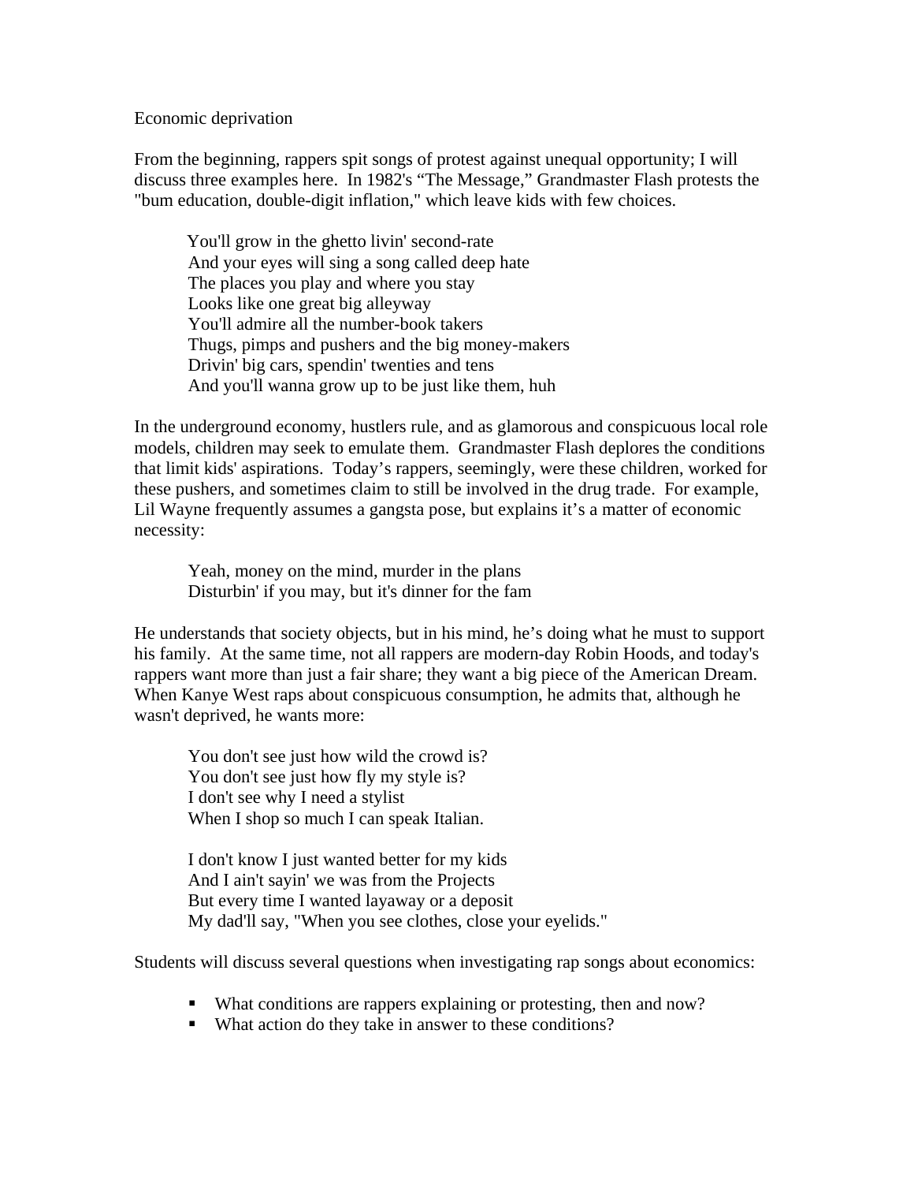Economic deprivation

From the beginning, rappers spit songs of protest against unequal opportunity; I will discuss three examples here. In 1982's "The Message," Grandmaster Flash protests the "bum education, double-digit inflation," which leave kids with few choices.

> You'll grow in the ghetto livin' second-rate
> And your eyes will sing a song called deep hate
> The places you play and where you stay
> Looks like one great big alleyway
> You'll admire all the number-book takers
> Thugs, pimps and pushers and the big money-makers
> Drivin' big cars, spendin' twenties and tens
> And you'll wanna grow up to be just like them, huh

In the underground economy, hustlers rule, and as glamorous and conspicuous local role models, children may seek to emulate them. Grandmaster Flash deplores the conditions that limit kids' aspirations. Today's rappers, seemingly, were these children, worked for these pushers, and sometimes claim to still be involved in the drug trade. For example, Lil Wayne frequently assumes a gangsta pose, but explains it's a matter of economic necessity:

> Yeah, money on the mind, murder in the plans
> Disturbin' if you may, but it's dinner for the fam

He understands that society objects, but in his mind, he's doing what he must to support his family. At the same time, not all rappers are modern-day Robin Hoods, and today's rappers want more than just a fair share; they want a big piece of the American Dream. When Kanye West raps about conspicuous consumption, he admits that, although he wasn't deprived, he wants more:

> You don't see just how wild the crowd is?
> You don't see just how fly my style is?
> I don't see why I need a stylist
> When I shop so much I can speak Italian.
>
> I don't know I just wanted better for my kids
> And I ain't sayin' we was from the Projects
> But every time I wanted layaway or a deposit
> My dad'll say, "When you see clothes, close your eyelids."

Students will discuss several questions when investigating rap songs about economics:

- What conditions are rappers explaining or protesting, then and now?
- What action do they take in answer to these conditions?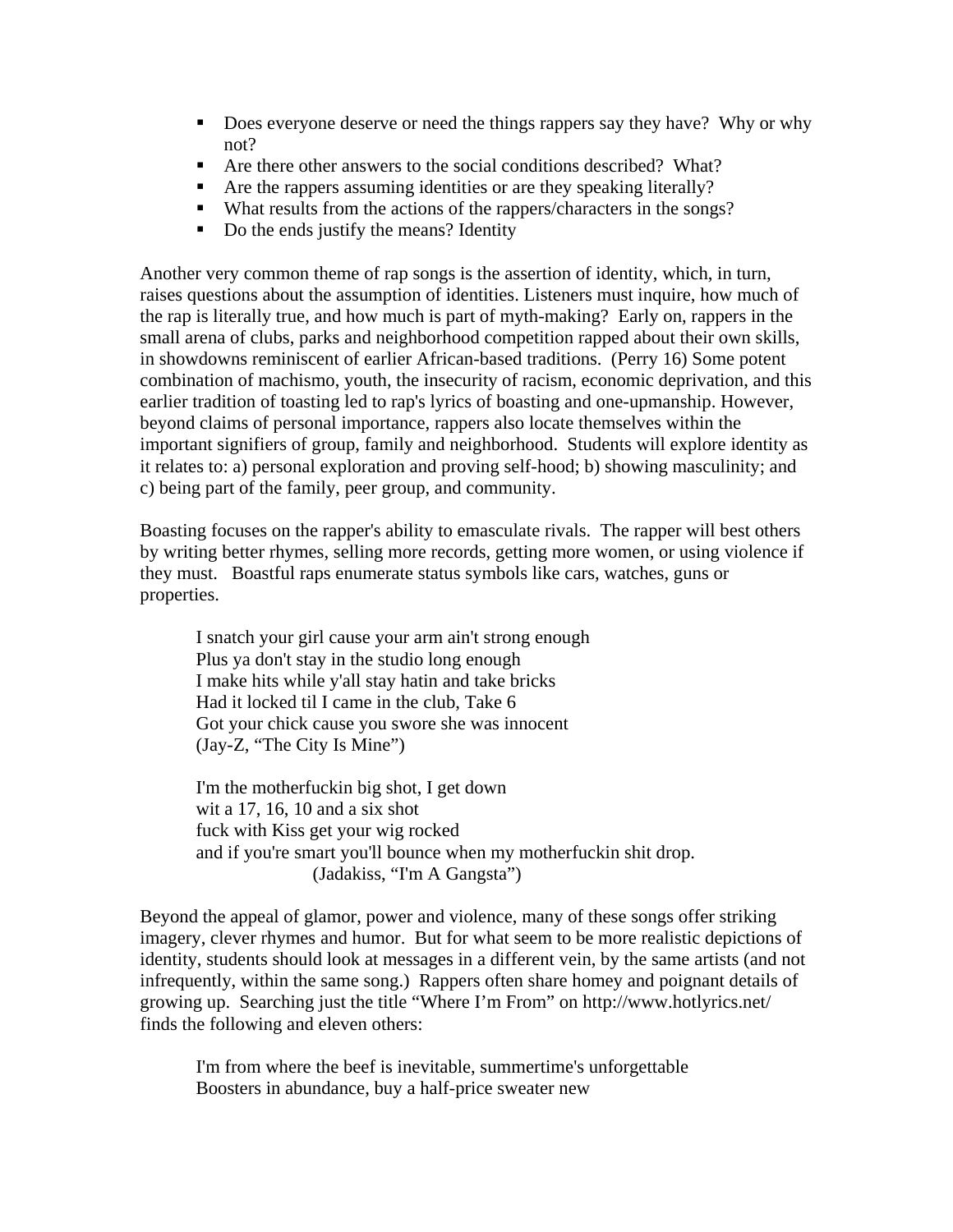- Does everyone deserve or need the things rappers say they have? Why or why not?
- Are there other answers to the social conditions described? What?
- Are the rappers assuming identities or are they speaking literally?
- What results from the actions of the rappers/characters in the songs?
- Do the ends justify the means? Identity

Another very common theme of rap songs is the assertion of identity, which, in turn, raises questions about the assumption of identities. Listeners must inquire, how much of the rap is literally true, and how much is part of myth-making? Early on, rappers in the small arena of clubs, parks and neighborhood competition rapped about their own skills, in showdowns reminiscent of earlier African-based traditions. (Perry 16) Some potent combination of machismo, youth, the insecurity of racism, economic deprivation, and this earlier tradition of toasting led to rap's lyrics of boasting and one-upmanship. However, beyond claims of personal importance, rappers also locate themselves within the important signifiers of group, family and neighborhood. Students will explore identity as it relates to: a) personal exploration and proving self-hood; b) showing masculinity; and c) being part of the family, peer group, and community.

Boasting focuses on the rapper's ability to emasculate rivals. The rapper will best others by writing better rhymes, selling more records, getting more women, or using violence if they must. Boastful raps enumerate status symbols like cars, watches, guns or properties.

> I snatch your girl cause your arm ain't strong enough
> Plus ya don't stay in the studio long enough
> I make hits while y'all stay hatin and take bricks
> Had it locked til I came in the club, Take 6
> Got your chick cause you swore she was innocent
> (Jay-Z, "The City Is Mine")

> I'm the motherfuckin big shot, I get down
> wit a 17, 16, 10 and a six shot
> fuck with Kiss get your wig rocked
> and if you're smart you'll bounce when my motherfuckin shit drop.
> (Jadakiss, "I'm A Gangsta")

Beyond the appeal of glamor, power and violence, many of these songs offer striking imagery, clever rhymes and humor. But for what seem to be more realistic depictions of identity, students should look at messages in a different vein, by the same artists (and not infrequently, within the same song.) Rappers often share homey and poignant details of growing up. Searching just the title "Where I'm From" on http://www.hotlyrics.net/ finds the following and eleven others:

> I'm from where the beef is inevitable, summertime's unforgettable
> Boosters in abundance, buy a half-price sweater new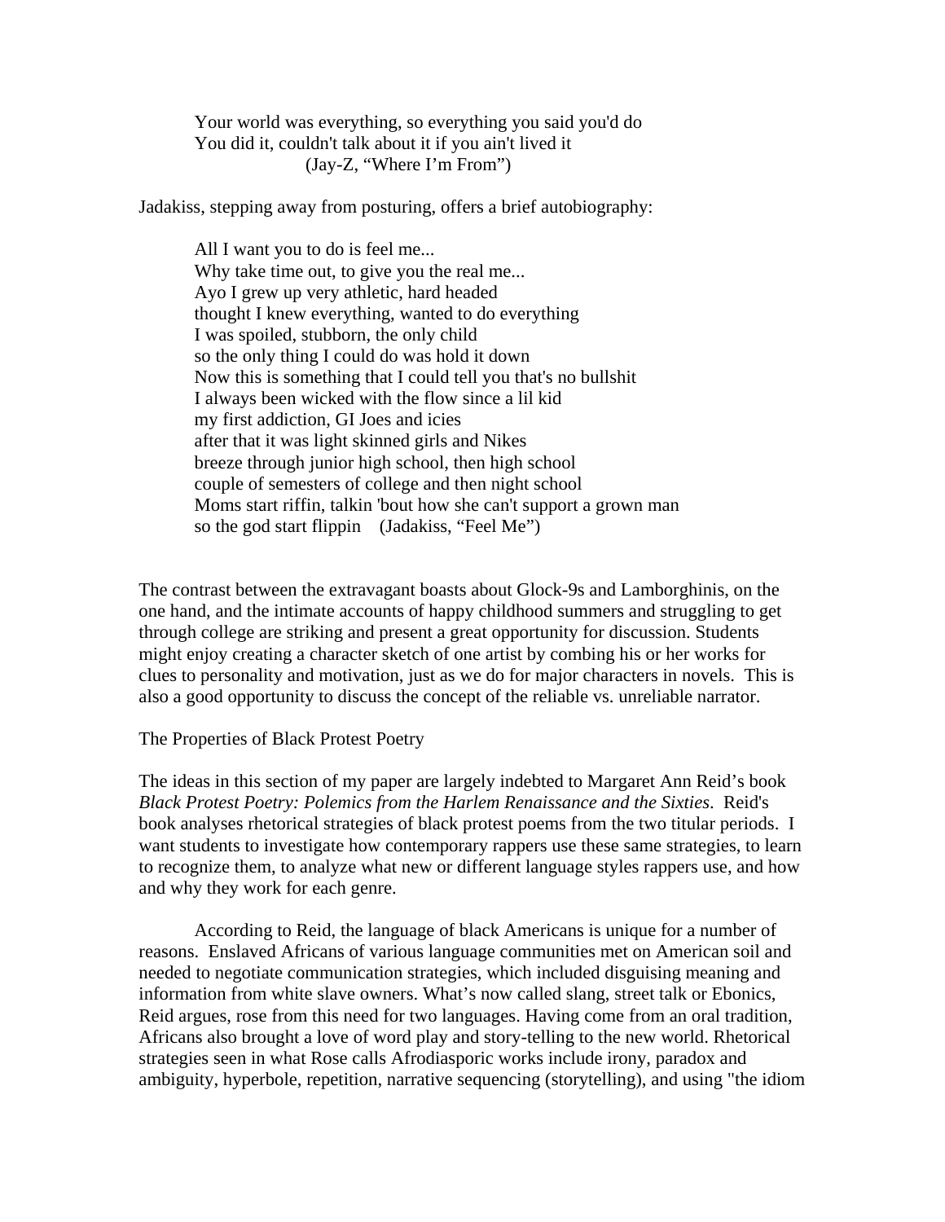Your world was everything, so everything you said you'd do
You did it, couldn't talk about it if you ain't lived it
(Jay-Z, "Where I'm From")

Jadakiss, stepping away from posturing, offers a brief autobiography:

All I want you to do is feel me...
Why take time out, to give you the real me...
Ayo I grew up very athletic, hard headed
thought I knew everything, wanted to do everything
I was spoiled, stubborn, the only child
so the only thing I could do was hold it down
Now this is something that I could tell you that's no bullshit
I always been wicked with the flow since a lil kid
my first addiction, GI Joes and icies
after that it was light skinned girls and Nikes
breeze through junior high school, then high school
couple of semesters of college and then night school
Moms start riffin, talkin 'bout how she can't support a grown man
so the god start flippin (Jadakiss, "Feel Me")

The contrast between the extravagant boasts about Glock-9s and Lamborghinis, on the one hand, and the intimate accounts of happy childhood summers and struggling to get through college are striking and present a great opportunity for discussion. Students might enjoy creating a character sketch of one artist by combing his or her works for clues to personality and motivation, just as we do for major characters in novels. This is also a good opportunity to discuss the concept of the reliable vs. unreliable narrator.

The Properties of Black Protest Poetry

The ideas in this section of my paper are largely indebted to Margaret Ann Reid's book *Black Protest Poetry: Polemics from the Harlem Renaissance and the Sixties*. Reid's book analyses rhetorical strategies of black protest poems from the two titular periods. I want students to investigate how contemporary rappers use these same strategies, to learn to recognize them, to analyze what new or different language styles rappers use, and how and why they work for each genre.

According to Reid, the language of black Americans is unique for a number of reasons. Enslaved Africans of various language communities met on American soil and needed to negotiate communication strategies, which included disguising meaning and information from white slave owners. What's now called slang, street talk or Ebonics, Reid argues, rose from this need for two languages. Having come from an oral tradition, Africans also brought a love of word play and story-telling to the new world. Rhetorical strategies seen in what Rose calls Afrodiasporic works include irony, paradox and ambiguity, hyperbole, repetition, narrative sequencing (storytelling), and using "the idiom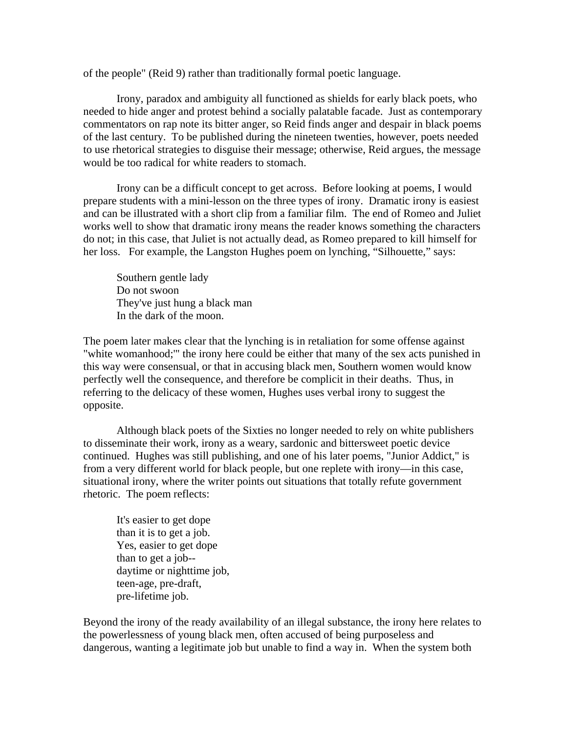of the people" (Reid 9) rather than traditionally formal poetic language.

Irony, paradox and ambiguity all functioned as shields for early black poets, who needed to hide anger and protest behind a socially palatable facade. Just as contemporary commentators on rap note its bitter anger, so Reid finds anger and despair in black poems of the last century. To be published during the nineteen twenties, however, poets needed to use rhetorical strategies to disguise their message; otherwise, Reid argues, the message would be too radical for white readers to stomach.

Irony can be a difficult concept to get across. Before looking at poems, I would prepare students with a mini-lesson on the three types of irony. Dramatic irony is easiest and can be illustrated with a short clip from a familiar film. The end of Romeo and Juliet works well to show that dramatic irony means the reader knows something the characters do not; in this case, that Juliet is not actually dead, as Romeo prepared to kill himself for her loss. For example, the Langston Hughes poem on lynching, "Silhouette," says:

> Southern gentle lady
> Do not swoon
> They've just hung a black man
> In the dark of the moon.

The poem later makes clear that the lynching is in retaliation for some offense against "white womanhood;'" the irony here could be either that many of the sex acts punished in this way were consensual, or that in accusing black men, Southern women would know perfectly well the consequence, and therefore be complicit in their deaths. Thus, in referring to the delicacy of these women, Hughes uses verbal irony to suggest the opposite.

Although black poets of the Sixties no longer needed to rely on white publishers to disseminate their work, irony as a weary, sardonic and bittersweet poetic device continued. Hughes was still publishing, and one of his later poems, "Junior Addict," is from a very different world for black people, but one replete with irony—in this case, situational irony, where the writer points out situations that totally refute government rhetoric. The poem reflects:

> It's easier to get dope
> than it is to get a job.
> Yes, easier to get dope
> than to get a job--
> daytime or nighttime job,
> teen-age, pre-draft,
> pre-lifetime job.

Beyond the irony of the ready availability of an illegal substance, the irony here relates to the powerlessness of young black men, often accused of being purposeless and dangerous, wanting a legitimate job but unable to find a way in. When the system both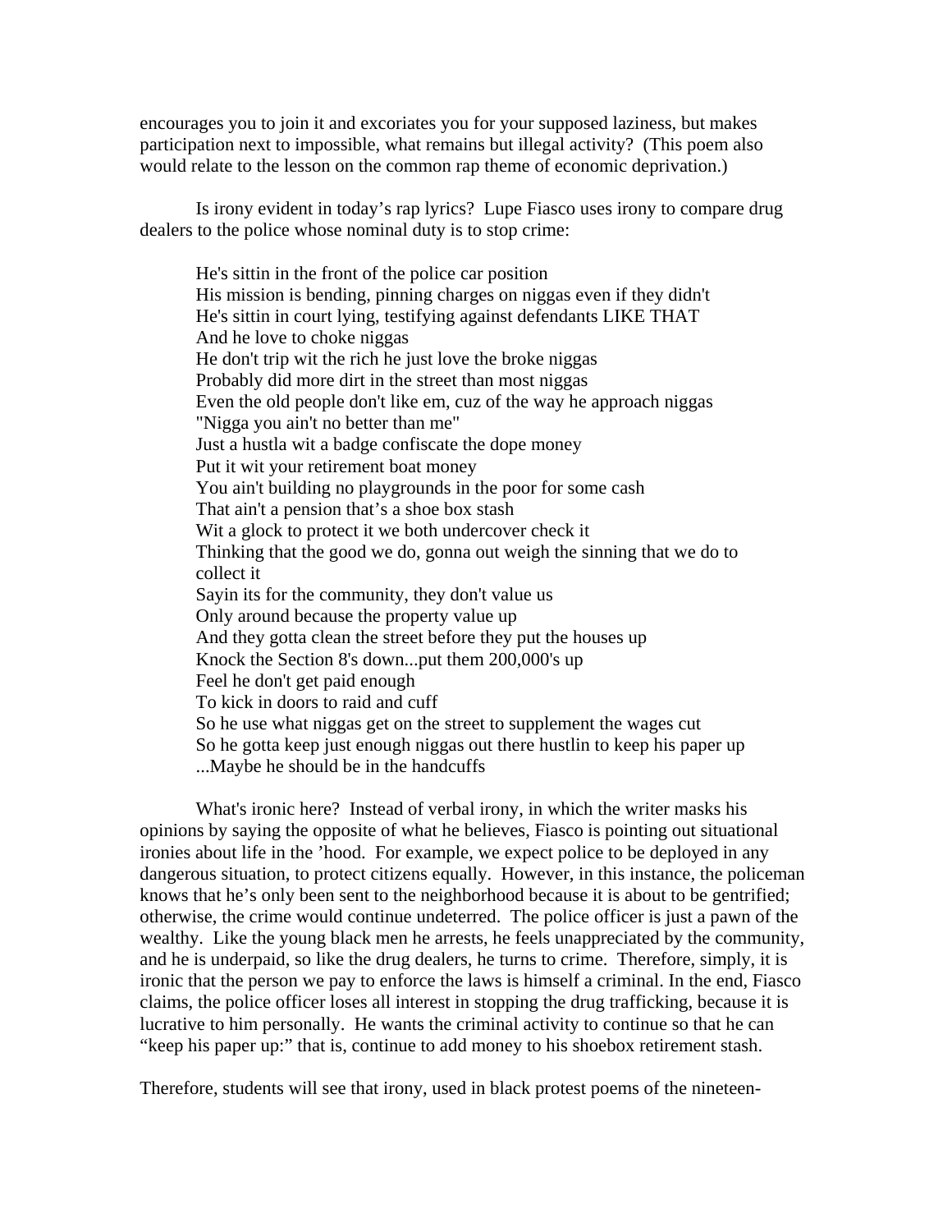encourages you to join it and excoriates you for your supposed laziness, but makes participation next to impossible, what remains but illegal activity? (This poem also would relate to the lesson on the common rap theme of economic deprivation.)

Is irony evident in today's rap lyrics? Lupe Fiasco uses irony to compare drug dealers to the police whose nominal duty is to stop crime:

> He's sittin in the front of the police car position
> His mission is bending, pinning charges on niggas even if they didn't
> He's sittin in court lying, testifying against defendants LIKE THAT
> And he love to choke niggas
> He don't trip wit the rich he just love the broke niggas
> Probably did more dirt in the street than most niggas
> Even the old people don't like em, cuz of the way he approach niggas
> "Nigga you ain't no better than me"
> Just a hustla wit a badge confiscate the dope money
> Put it wit your retirement boat money
> You ain't building no playgrounds in the poor for some cash
> That ain't a pension that's a shoe box stash
> Wit a glock to protect it we both undercover check it
> Thinking that the good we do, gonna out weigh the sinning that we do to collect it
> Sayin its for the community, they don't value us
> Only around because the property value up
> And they gotta clean the street before they put the houses up
> Knock the Section 8's down...put them 200,000's up
> Feel he don't get paid enough
> To kick in doors to raid and cuff
> So he use what niggas get on the street to supplement the wages cut
> So he gotta keep just enough niggas out there hustlin to keep his paper up
> ...Maybe he should be in the handcuffs

What's ironic here? Instead of verbal irony, in which the writer masks his opinions by saying the opposite of what he believes, Fiasco is pointing out situational ironies about life in the 'hood. For example, we expect police to be deployed in any dangerous situation, to protect citizens equally. However, in this instance, the policeman knows that he's only been sent to the neighborhood because it is about to be gentrified; otherwise, the crime would continue undeterred. The police officer is just a pawn of the wealthy. Like the young black men he arrests, he feels unappreciated by the community, and he is underpaid, so like the drug dealers, he turns to crime. Therefore, simply, it is ironic that the person we pay to enforce the laws is himself a criminal. In the end, Fiasco claims, the police officer loses all interest in stopping the drug trafficking, because it is lucrative to him personally. He wants the criminal activity to continue so that he can "keep his paper up:" that is, continue to add money to his shoebox retirement stash.

Therefore, students will see that irony, used in black protest poems of the nineteen-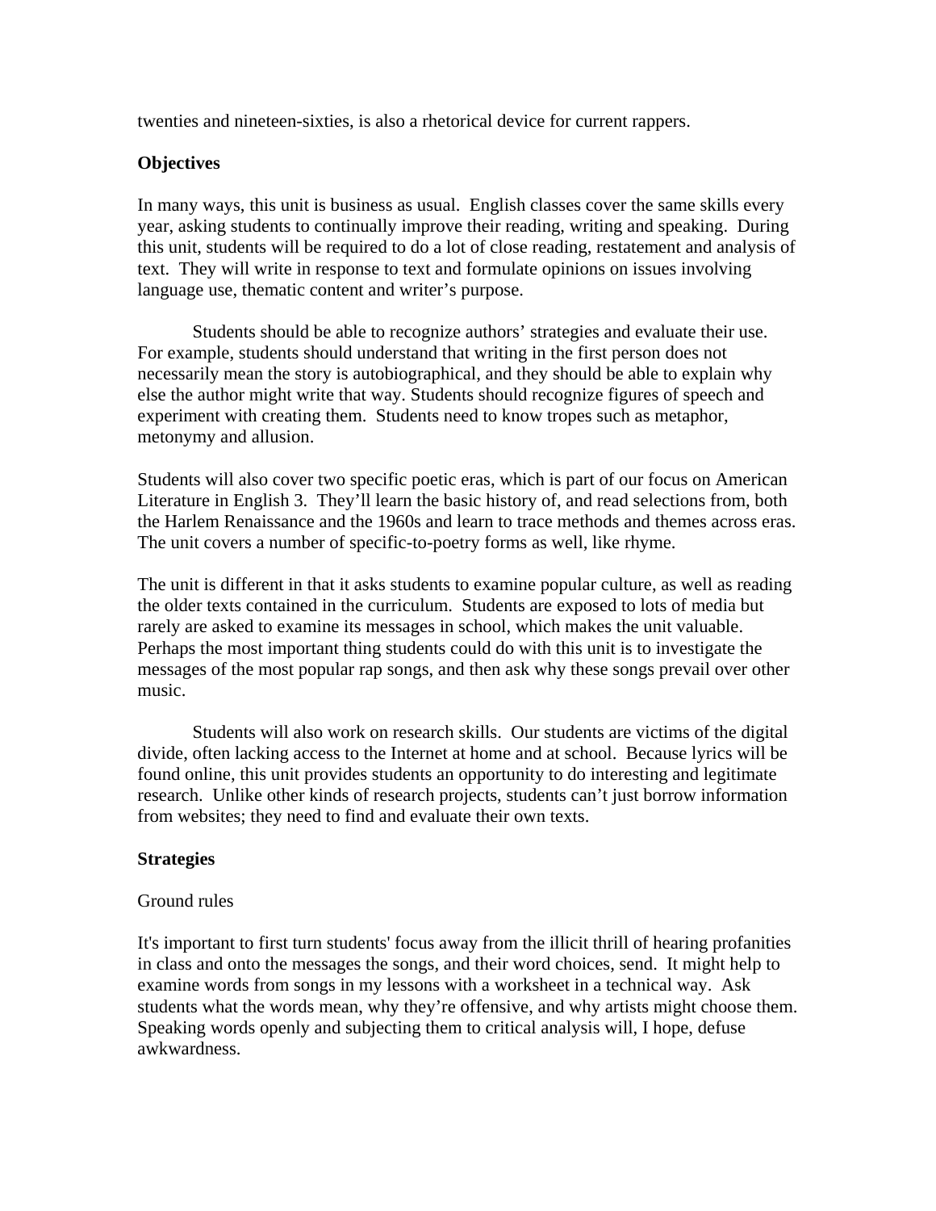twenties and nineteen-sixties, is also a rhetorical device for current rappers.

**Objectives**

In many ways, this unit is business as usual. English classes cover the same skills every year, asking students to continually improve their reading, writing and speaking. During this unit, students will be required to do a lot of close reading, restatement and analysis of text. They will write in response to text and formulate opinions on issues involving language use, thematic content and writer's purpose.

Students should be able to recognize authors' strategies and evaluate their use. For example, students should understand that writing in the first person does not necessarily mean the story is autobiographical, and they should be able to explain why else the author might write that way. Students should recognize figures of speech and experiment with creating them. Students need to know tropes such as metaphor, metonymy and allusion.

Students will also cover two specific poetic eras, which is part of our focus on American Literature in English 3. They'll learn the basic history of, and read selections from, both the Harlem Renaissance and the 1960s and learn to trace methods and themes across eras. The unit covers a number of specific-to-poetry forms as well, like rhyme.

The unit is different in that it asks students to examine popular culture, as well as reading the older texts contained in the curriculum. Students are exposed to lots of media but rarely are asked to examine its messages in school, which makes the unit valuable. Perhaps the most important thing students could do with this unit is to investigate the messages of the most popular rap songs, and then ask why these songs prevail over other music.

Students will also work on research skills. Our students are victims of the digital divide, often lacking access to the Internet at home and at school. Because lyrics will be found online, this unit provides students an opportunity to do interesting and legitimate research. Unlike other kinds of research projects, students can't just borrow information from websites; they need to find and evaluate their own texts.

**Strategies**

Ground rules

It's important to first turn students' focus away from the illicit thrill of hearing profanities in class and onto the messages the songs, and their word choices, send. It might help to examine words from songs in my lessons with a worksheet in a technical way. Ask students what the words mean, why they're offensive, and why artists might choose them. Speaking words openly and subjecting them to critical analysis will, I hope, defuse awkwardness.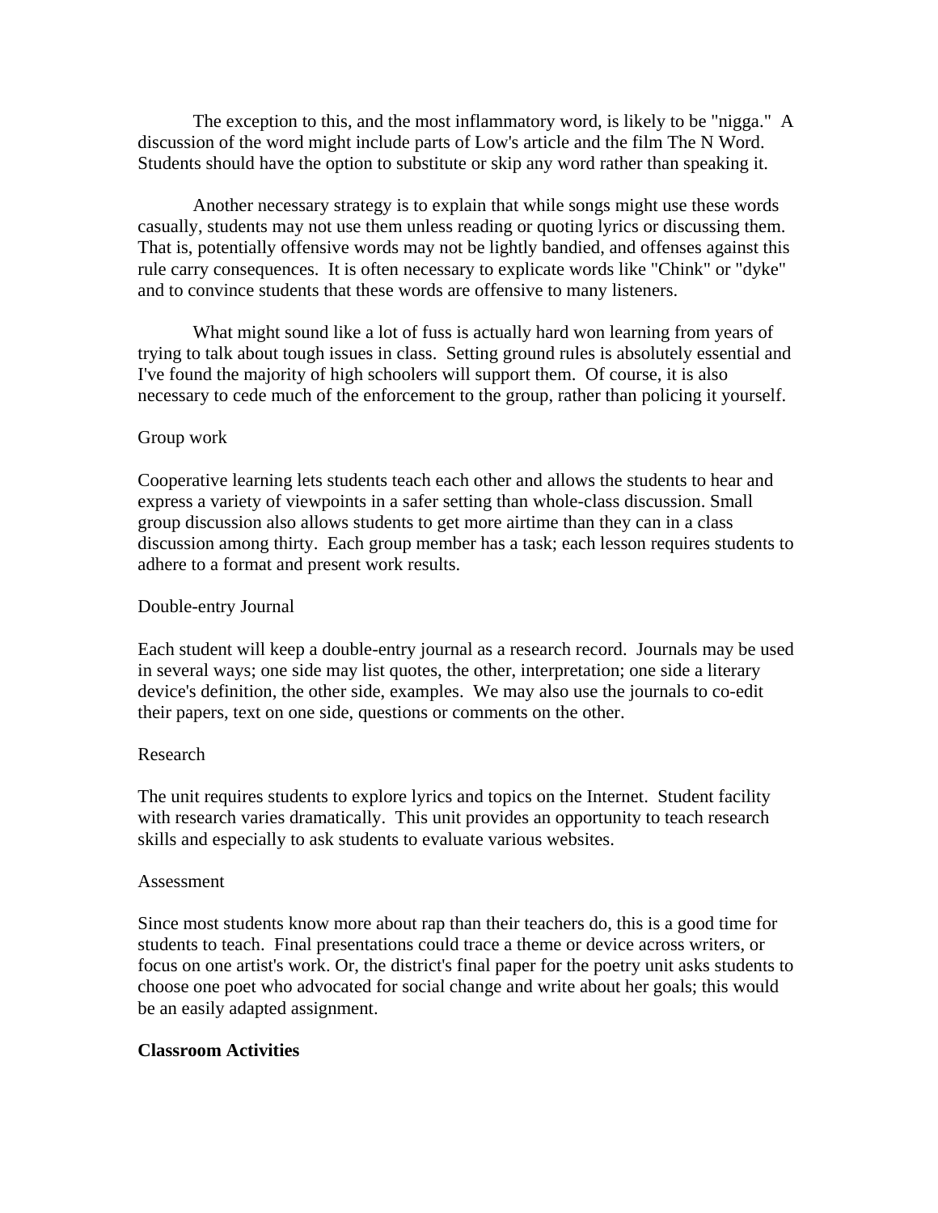The exception to this, and the most inflammatory word, is likely to be "nigga." A discussion of the word might include parts of Low's article and the film The N Word. Students should have the option to substitute or skip any word rather than speaking it.

Another necessary strategy is to explain that while songs might use these words casually, students may not use them unless reading or quoting lyrics or discussing them. That is, potentially offensive words may not be lightly bandied, and offenses against this rule carry consequences. It is often necessary to explicate words like "Chink" or "dyke" and to convince students that these words are offensive to many listeners.

What might sound like a lot of fuss is actually hard won learning from years of trying to talk about tough issues in class. Setting ground rules is absolutely essential and I've found the majority of high schoolers will support them. Of course, it is also necessary to cede much of the enforcement to the group, rather than policing it yourself.

Group work

Cooperative learning lets students teach each other and allows the students to hear and express a variety of viewpoints in a safer setting than whole-class discussion. Small group discussion also allows students to get more airtime than they can in a class discussion among thirty. Each group member has a task; each lesson requires students to adhere to a format and present work results.

Double-entry Journal

Each student will keep a double-entry journal as a research record. Journals may be used in several ways; one side may list quotes, the other, interpretation; one side a literary device's definition, the other side, examples. We may also use the journals to co-edit their papers, text on one side, questions or comments on the other.

Research

The unit requires students to explore lyrics and topics on the Internet. Student facility with research varies dramatically. This unit provides an opportunity to teach research skills and especially to ask students to evaluate various websites.

Assessment

Since most students know more about rap than their teachers do, this is a good time for students to teach. Final presentations could trace a theme or device across writers, or focus on one artist's work. Or, the district's final paper for the poetry unit asks students to choose one poet who advocated for social change and write about her goals; this would be an easily adapted assignment.

**Classroom Activities**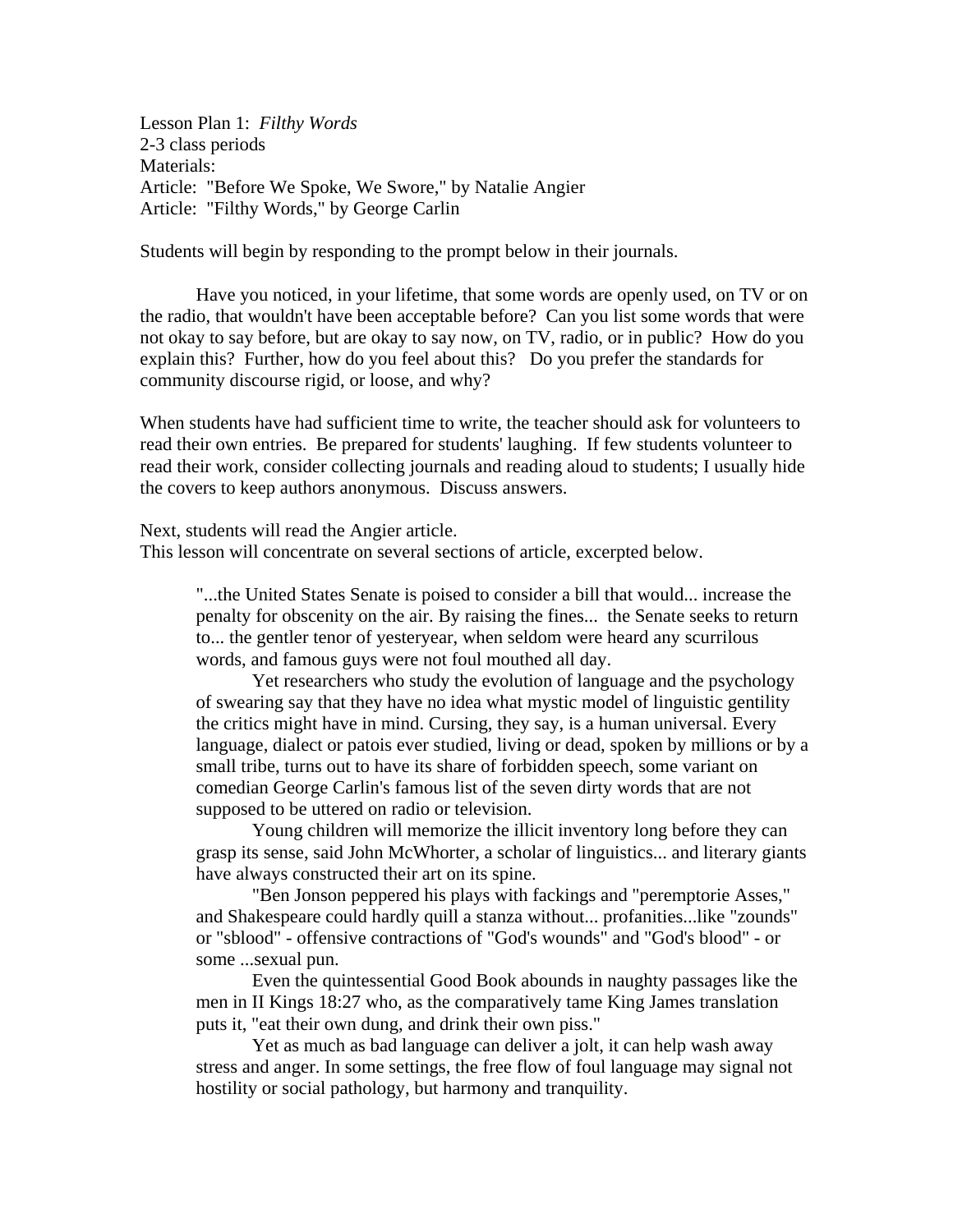Lesson Plan 1: *Filthy Words*
2-3 class periods
Materials:
Article: "Before We Spoke, We Swore," by Natalie Angier
Article: "Filthy Words," by George Carlin

Students will begin by responding to the prompt below in their journals.

> Have you noticed, in your lifetime, that some words are openly used, on TV or on the radio, that wouldn't have been acceptable before? Can you list some words that were not okay to say before, but are okay to say now, on TV, radio, or in public? How do you explain this? Further, how do you feel about this? Do you prefer the standards for community discourse rigid, or loose, and why?

When students have had sufficient time to write, the teacher should ask for volunteers to read their own entries. Be prepared for students' laughing. If few students volunteer to read their work, consider collecting journals and reading aloud to students; I usually hide the covers to keep authors anonymous. Discuss answers.

Next, students will read the Angier article.
This lesson will concentrate on several sections of article, excerpted below.

> "...the United States Senate is poised to consider a bill that would... increase the penalty for obscenity on the air. By raising the fines... the Senate seeks to return to... the gentler tenor of yesteryear, when seldom were heard any scurrilous words, and famous guys were not foul mouthed all day.
>
> Yet researchers who study the evolution of language and the psychology of swearing say that they have no idea what mystic model of linguistic gentility the critics might have in mind. Cursing, they say, is a human universal. Every language, dialect or patois ever studied, living or dead, spoken by millions or by a small tribe, turns out to have its share of forbidden speech, some variant on comedian George Carlin's famous list of the seven dirty words that are not supposed to be uttered on radio or television.
>
> Young children will memorize the illicit inventory long before they can grasp its sense, said John McWhorter, a scholar of linguistics... and literary giants have always constructed their art on its spine.
>
> "Ben Jonson peppered his plays with fackings and "peremptorie Asses," and Shakespeare could hardly quill a stanza without... profanities...like "zounds" or "sblood" - offensive contractions of "God's wounds" and "God's blood" - or some ...sexual pun.
>
> Even the quintessential Good Book abounds in naughty passages like the men in II Kings 18:27 who, as the comparatively tame King James translation puts it, "eat their own dung, and drink their own piss."
>
> Yet as much as bad language can deliver a jolt, it can help wash away stress and anger. In some settings, the free flow of foul language may signal not hostility or social pathology, but harmony and tranquility.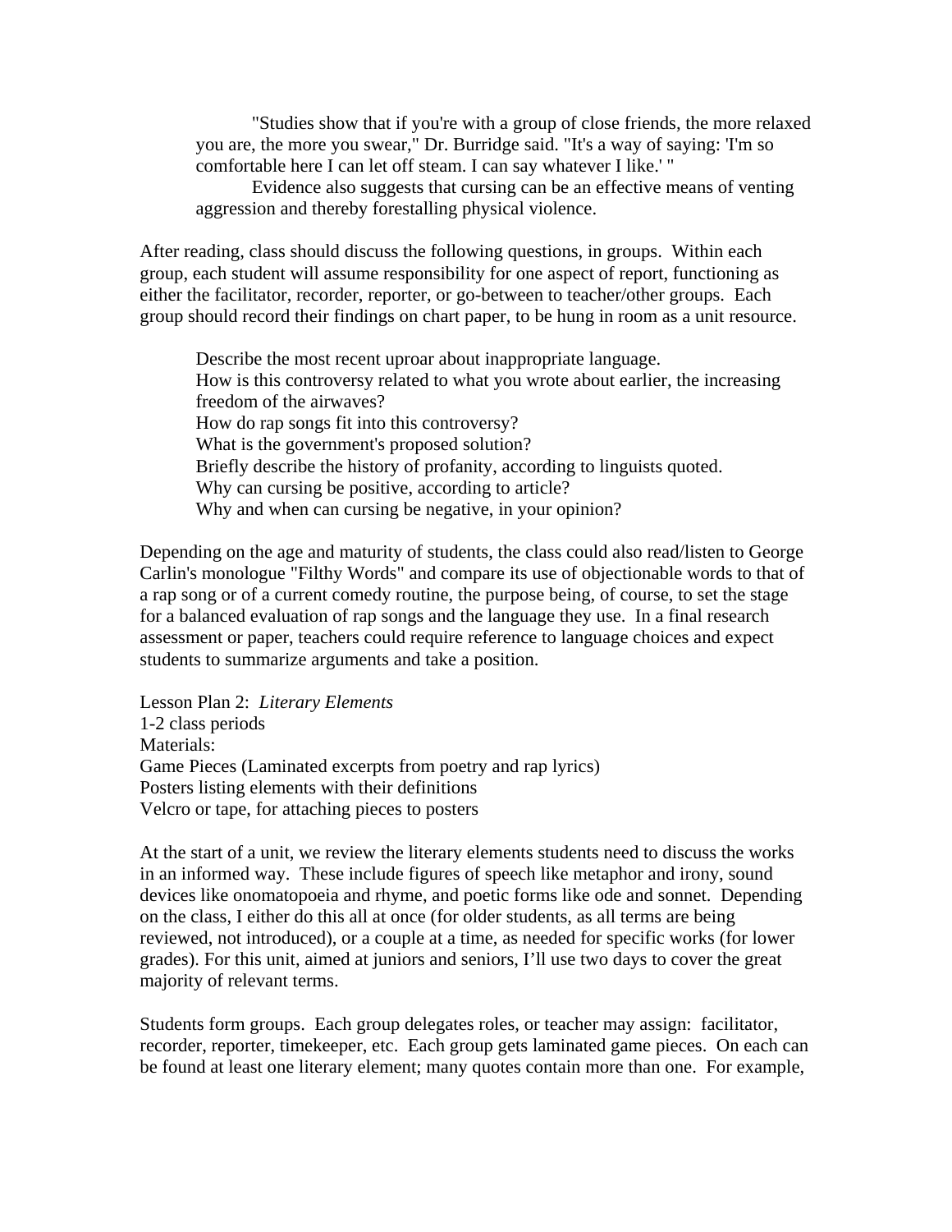> "Studies show that if you're with a group of close friends, the more relaxed you are, the more you swear," Dr. Burridge said. "It's a way of saying: 'I'm so comfortable here I can let off steam. I can say whatever I like.' "
>
> Evidence also suggests that cursing can be an effective means of venting aggression and thereby forestalling physical violence.

After reading, class should discuss the following questions, in groups. Within each group, each student will assume responsibility for one aspect of report, functioning as either the facilitator, recorder, reporter, or go-between to teacher/other groups. Each group should record their findings on chart paper, to be hung in room as a unit resource.

> Describe the most recent uproar about inappropriate language.
> How is this controversy related to what you wrote about earlier, the increasing freedom of the airwaves?
> How do rap songs fit into this controversy?
> What is the government's proposed solution?
> Briefly describe the history of profanity, according to linguists quoted.
> Why can cursing be positive, according to article?
> Why and when can cursing be negative, in your opinion?

Depending on the age and maturity of students, the class could also read/listen to George Carlin's monologue "Filthy Words" and compare its use of objectionable words to that of a rap song or of a current comedy routine, the purpose being, of course, to set the stage for a balanced evaluation of rap songs and the language they use. In a final research assessment or paper, teachers could require reference to language choices and expect students to summarize arguments and take a position.

Lesson Plan 2: *Literary Elements*
1-2 class periods
Materials:
Game Pieces (Laminated excerpts from poetry and rap lyrics)
Posters listing elements with their definitions
Velcro or tape, for attaching pieces to posters

At the start of a unit, we review the literary elements students need to discuss the works in an informed way. These include figures of speech like metaphor and irony, sound devices like onomatopoeia and rhyme, and poetic forms like ode and sonnet. Depending on the class, I either do this all at once (for older students, as all terms are being reviewed, not introduced), or a couple at a time, as needed for specific works (for lower grades). For this unit, aimed at juniors and seniors, I'll use two days to cover the great majority of relevant terms.

Students form groups. Each group delegates roles, or teacher may assign: facilitator, recorder, reporter, timekeeper, etc. Each group gets laminated game pieces. On each can be found at least one literary element; many quotes contain more than one. For example,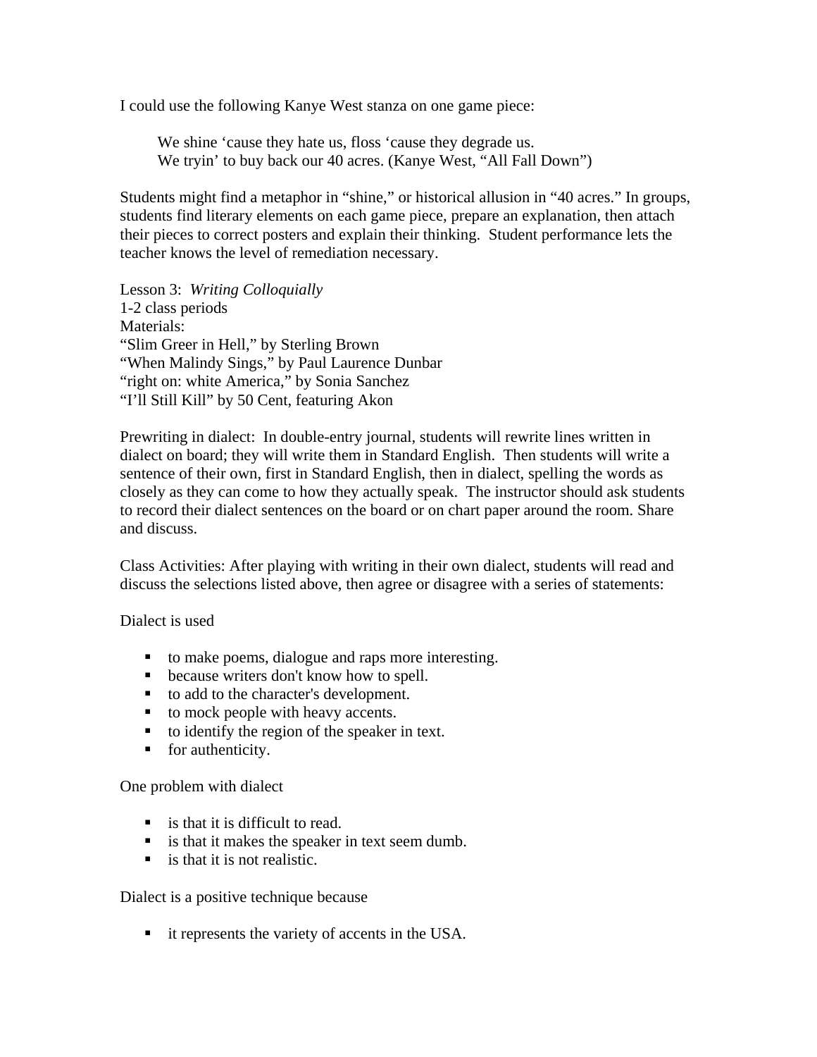I could use the following Kanye West stanza on one game piece:

> We shine 'cause they hate us, floss 'cause they degrade us.
> We tryin' to buy back our 40 acres. (Kanye West, "All Fall Down")

Students might find a metaphor in "shine," or historical allusion in "40 acres." In groups, students find literary elements on each game piece, prepare an explanation, then attach their pieces to correct posters and explain their thinking. Student performance lets the teacher knows the level of remediation necessary.

Lesson 3: *Writing Colloquially*
1-2 class periods
Materials:
"Slim Greer in Hell," by Sterling Brown
"When Malindy Sings," by Paul Laurence Dunbar
"right on: white America," by Sonia Sanchez
"I'll Still Kill" by 50 Cent, featuring Akon

Prewriting in dialect: In double-entry journal, students will rewrite lines written in dialect on board; they will write them in Standard English. Then students will write a sentence of their own, first in Standard English, then in dialect, spelling the words as closely as they can come to how they actually speak. The instructor should ask students to record their dialect sentences on the board or on chart paper around the room. Share and discuss.

Class Activities: After playing with writing in their own dialect, students will read and discuss the selections listed above, then agree or disagree with a series of statements:

Dialect is used

- to make poems, dialogue and raps more interesting.
- because writers don't know how to spell.
- to add to the character's development.
- to mock people with heavy accents.
- to identify the region of the speaker in text.
- for authenticity.

One problem with dialect

- is that it is difficult to read.
- is that it makes the speaker in text seem dumb.
- is that it is not realistic.

Dialect is a positive technique because

- it represents the variety of accents in the USA.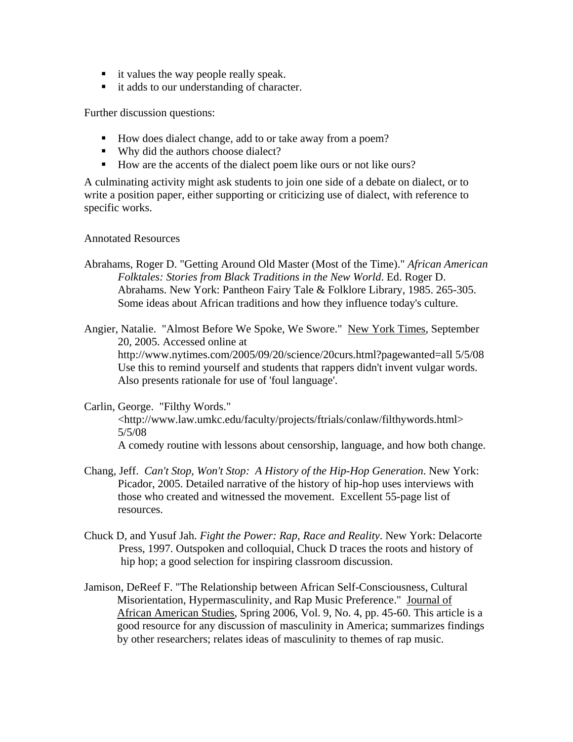- it values the way people really speak.
- it adds to our understanding of character.

Further discussion questions:

- How does dialect change, add to or take away from a poem?
- Why did the authors choose dialect?
- How are the accents of the dialect poem like ours or not like ours?

A culminating activity might ask students to join one side of a debate on dialect, or to write a position paper, either supporting or criticizing use of dialect, with reference to specific works.

Annotated Resources

Abrahams, Roger D. "Getting Around Old Master (Most of the Time)." *African American Folktales: Stories from Black Traditions in the New World*. Ed. Roger D. Abrahams. New York: Pantheon Fairy Tale & Folklore Library, 1985. 265-305. Some ideas about African traditions and how they influence today's culture.

Angier, Natalie. "Almost Before We Spoke, We Swore." New York Times, September 20, 2005. Accessed online at http://www.nytimes.com/2005/09/20/science/20curs.html?pagewanted=all 5/5/08 Use this to remind yourself and students that rappers didn't invent vulgar words. Also presents rationale for use of 'foul language'.

Carlin, George. "Filthy Words." <http://www.law.umkc.edu/faculty/projects/ftrials/conlaw/filthywords.html> 5/5/08 A comedy routine with lessons about censorship, language, and how both change.

Chang, Jeff. *Can't Stop, Won't Stop: A History of the Hip-Hop Generation*. New York: Picador, 2005. Detailed narrative of the history of hip-hop uses interviews with those who created and witnessed the movement. Excellent 55-page list of resources.

Chuck D, and Yusuf Jah. *Fight the Power: Rap, Race and Reality*. New York: Delacorte Press, 1997. Outspoken and colloquial, Chuck D traces the roots and history of hip hop; a good selection for inspiring classroom discussion.

Jamison, DeReef F. "The Relationship between African Self-Consciousness, Cultural Misorientation, Hypermasculinity, and Rap Music Preference." Journal of African American Studies, Spring 2006, Vol. 9, No. 4, pp. 45-60. This article is a good resource for any discussion of masculinity in America; summarizes findings by other researchers; relates ideas of masculinity to themes of rap music.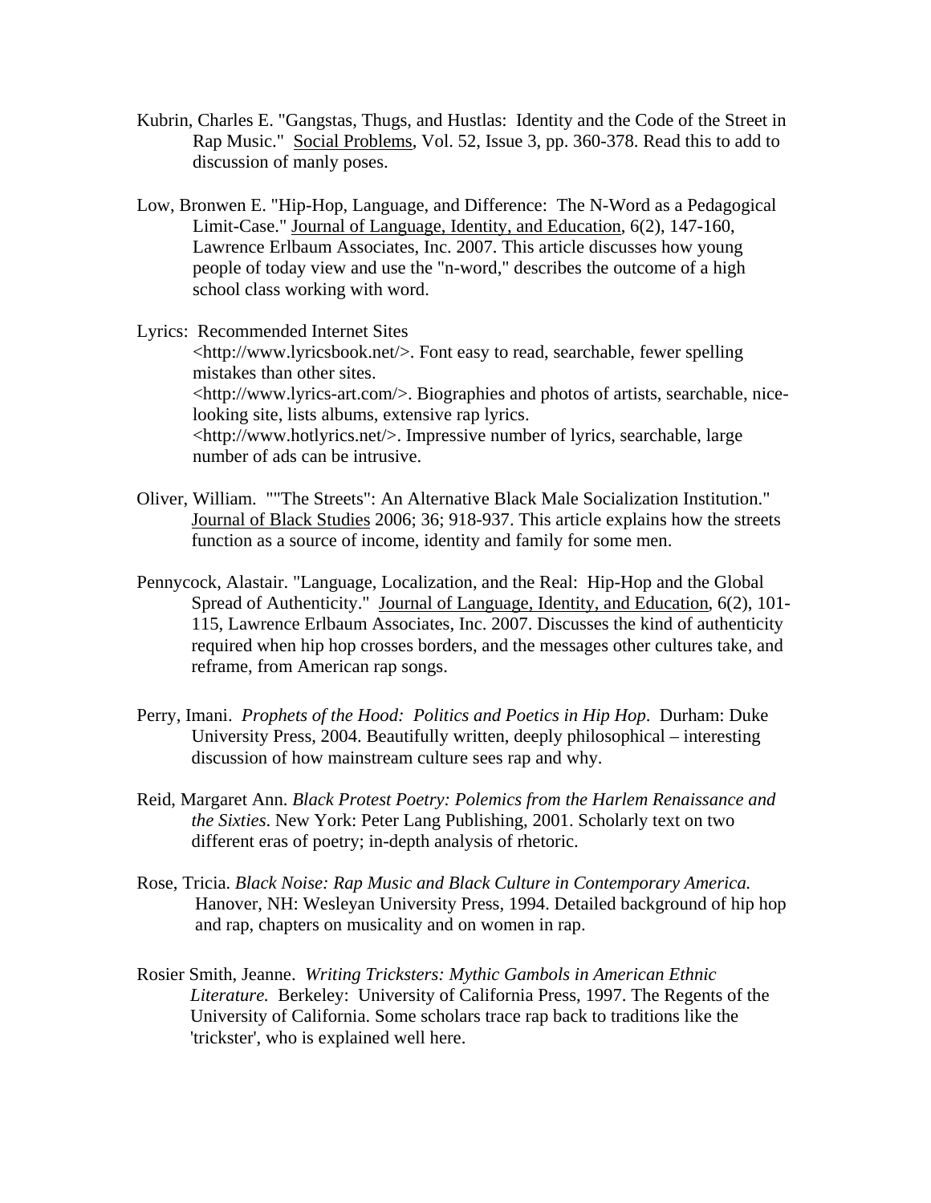Kubrin, Charles E. "Gangstas, Thugs, and Hustlas: Identity and the Code of the Street in Rap Music." Social Problems, Vol. 52, Issue 3, pp. 360-378. Read this to add to discussion of manly poses.

Low, Bronwen E. "Hip-Hop, Language, and Difference: The N-Word as a Pedagogical Limit-Case." Journal of Language, Identity, and Education, 6(2), 147-160, Lawrence Erlbaum Associates, Inc. 2007. This article discusses how young people of today view and use the "n-word," describes the outcome of a high school class working with word.

Lyrics: Recommended Internet Sites
<http://www.lyricsbook.net/>. Font easy to read, searchable, fewer spelling mistakes than other sites.
<http://www.lyrics-art.com/>. Biographies and photos of artists, searchable, nice-looking site, lists albums, extensive rap lyrics.
<http://www.hotlyrics.net/>. Impressive number of lyrics, searchable, large number of ads can be intrusive.

Oliver, William. ""The Streets": An Alternative Black Male Socialization Institution." Journal of Black Studies 2006; 36; 918-937. This article explains how the streets function as a source of income, identity and family for some men.

Pennycock, Alastair. "Language, Localization, and the Real: Hip-Hop and the Global Spread of Authenticity." Journal of Language, Identity, and Education, 6(2), 101-115, Lawrence Erlbaum Associates, Inc. 2007. Discusses the kind of authenticity required when hip hop crosses borders, and the messages other cultures take, and reframe, from American rap songs.

Perry, Imani. *Prophets of the Hood: Politics and Poetics in Hip Hop*. Durham: Duke University Press, 2004. Beautifully written, deeply philosophical – interesting discussion of how mainstream culture sees rap and why.

Reid, Margaret Ann. *Black Protest Poetry: Polemics from the Harlem Renaissance and the Sixties*. New York: Peter Lang Publishing, 2001. Scholarly text on two different eras of poetry; in-depth analysis of rhetoric.

Rose, Tricia. *Black Noise: Rap Music and Black Culture in Contemporary America.* Hanover, NH: Wesleyan University Press, 1994. Detailed background of hip hop and rap, chapters on musicality and on women in rap.

Rosier Smith, Jeanne. *Writing Tricksters: Mythic Gambols in American Ethnic Literature.* Berkeley: University of California Press, 1997. The Regents of the University of California. Some scholars trace rap back to traditions like the 'trickster', who is explained well here.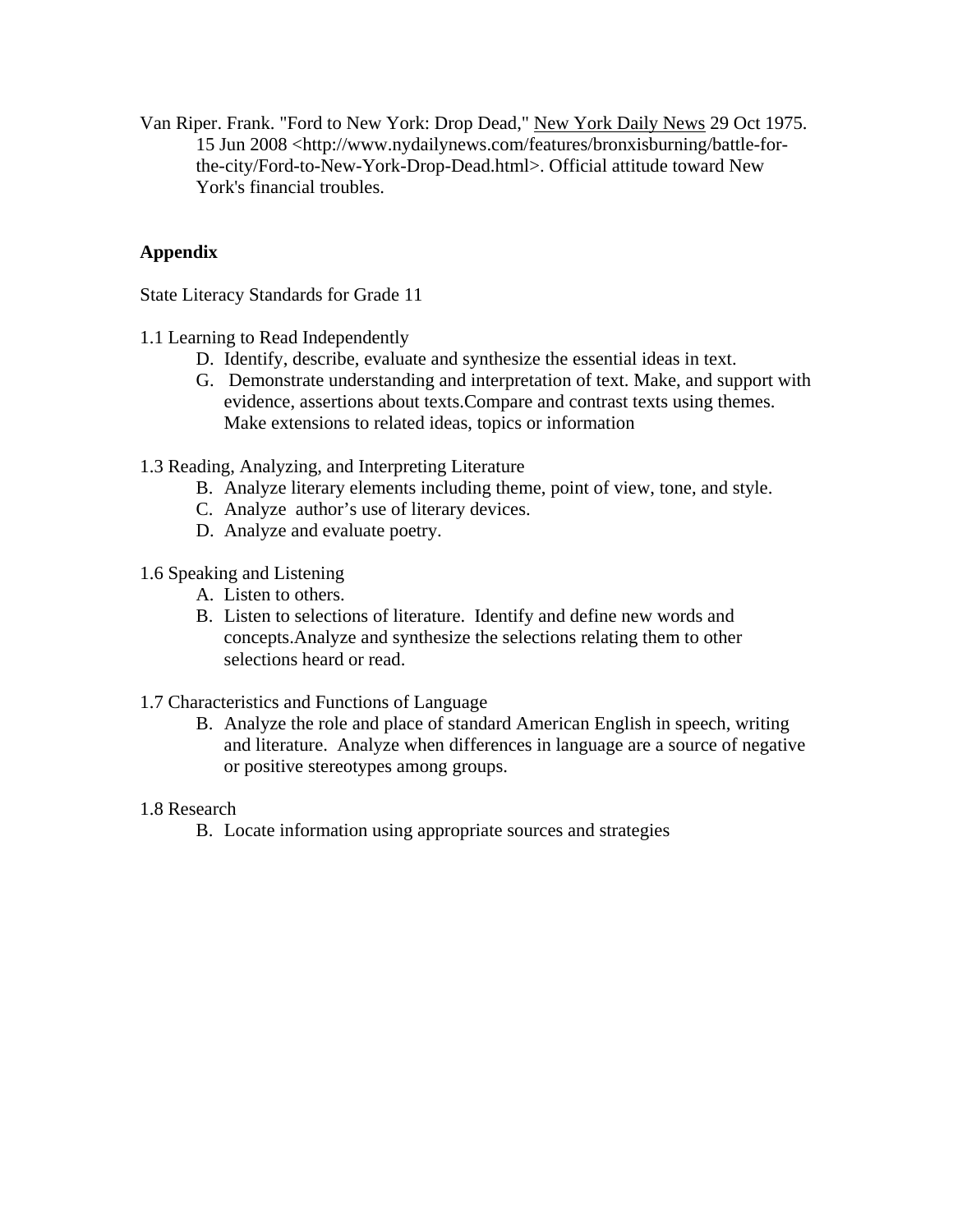Van Riper. Frank. "Ford to New York: Drop Dead," New York Daily News 29 Oct 1975. 15 Jun 2008 <http://www.nydailynews.com/features/bronxisburning/battle-for-the-city/Ford-to-New-York-Drop-Dead.html>. Official attitude toward New York's financial troubles.

**Appendix**

State Literacy Standards for Grade 11

1.1 Learning to Read Independently

D. Identify, describe, evaluate and synthesize the essential ideas in text.
G. Demonstrate understanding and interpretation of text. Make, and support with evidence, assertions about texts.Compare and contrast texts using themes. Make extensions to related ideas, topics or information

1.3 Reading, Analyzing, and Interpreting Literature

B. Analyze literary elements including theme, point of view, tone, and style.
C. Analyze author's use of literary devices.
D. Analyze and evaluate poetry.

1.6 Speaking and Listening

A. Listen to others.
B. Listen to selections of literature. Identify and define new words and concepts.Analyze and synthesize the selections relating them to other selections heard or read.

1.7 Characteristics and Functions of Language

B. Analyze the role and place of standard American English in speech, writing and literature. Analyze when differences in language are a source of negative or positive stereotypes among groups.

1.8 Research

B. Locate information using appropriate sources and strategies